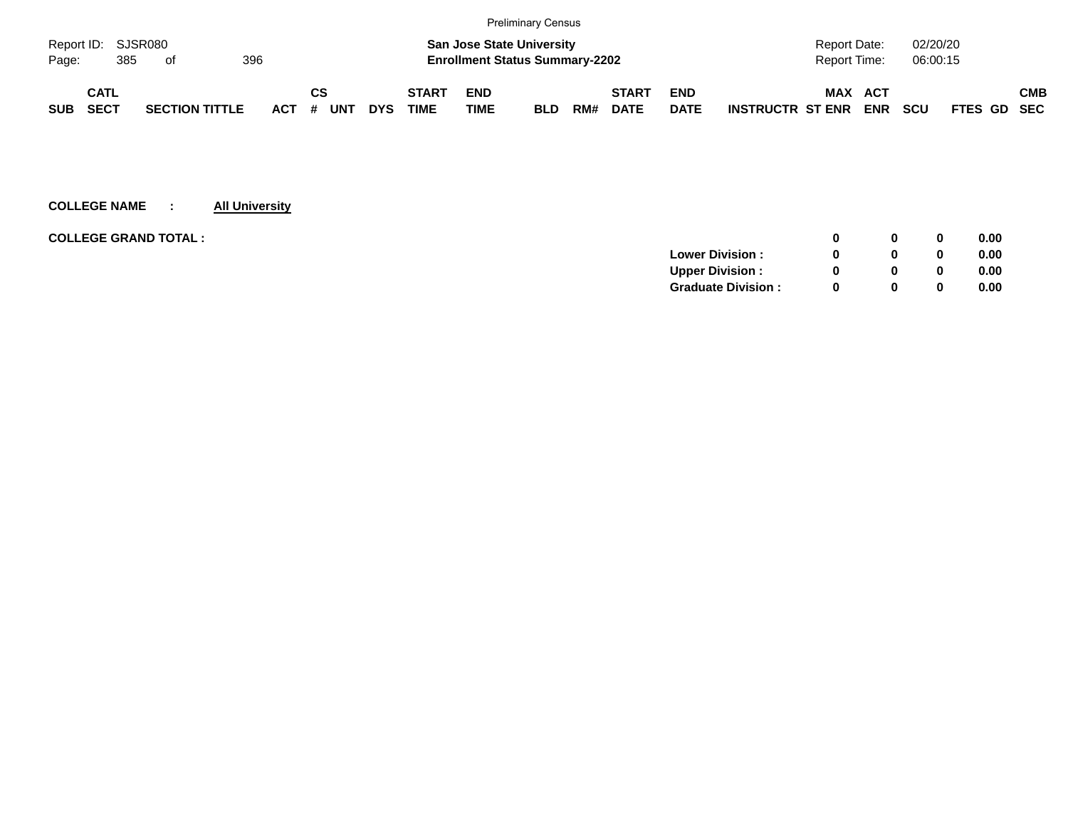Preliminary Census

Report ID: SJSR080

**San Jose State University**
**Enrollment Status Summary-2202**

Report Date: 02/20/20
Report Time: 06:00:15

| SUB | CATL SECT | SECTION TITTLE | ACT | CS # | UNT | DYS | START TIME | END TIME | BLD | RM# | START DATE | END DATE | INSTRUCTR | MAX ST ENR | ACT ENR | SCU | FTES | GD | CMB SEC |
|---|---|---|---|---|---|---|---|---|---|---|---|---|---|---|---|---|---|---|---|

**COLLEGE NAME : All University**

| | | MAX ST ENR | ACT ENR | SCU | FTES |
|---|---|---|---|---|---|
| **COLLEGE GRAND TOTAL :** | | **0** | **0** | **0** | **0.00** |
| | **Lower Division :** | **0** | **0** | **0** | **0.00** |
| | **Upper Division :** | **0** | **0** | **0** | **0.00** |
| | **Graduate Division :** | **0** | **0** | **0** | **0.00** |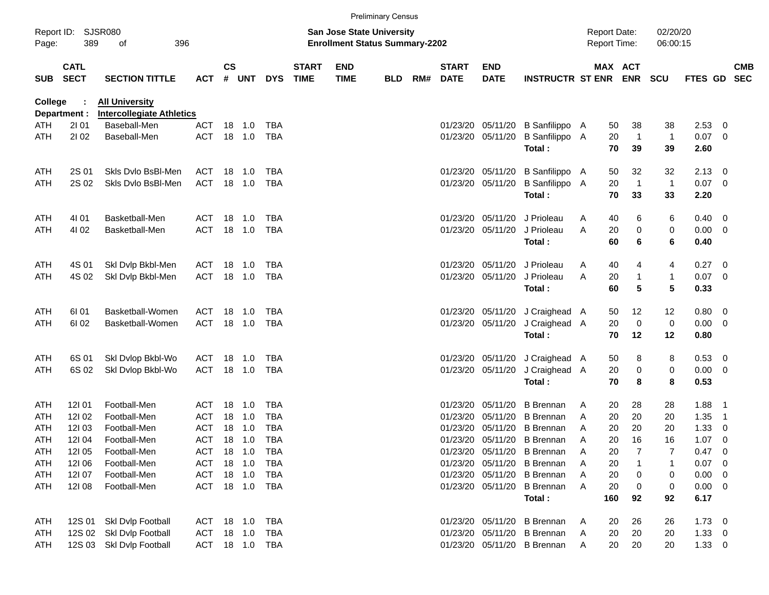Preliminary Census

Report ID: SJSR080 | **San Jose State University** | Report Date: 02/20/20
Page: 389 of 396 | **Enrollment Status Summary-2202** | Report Time: 06:00:15

College : **All University**
Department : **Intercollegiate Athletics**

| SUB | CATL SECT | SECTION TITTLE | ACT | CS # | UNT | DYS | START TIME | END TIME | BLD | RM# | START DATE | END DATE | INSTRUCTR | ST | MAX ENR | ACT ENR | SCU | FTES | GD | CMB SEC |
|---|---|---|---|---|---|---|---|---|---|---|---|---|---|---|---|---|---|---|---|---|
| ATH | 2I 01 | Baseball-Men | ACT | 18 | 1.0 | TBA | | | | | 01/23/20 | 05/11/20 | B Sanfilippo | A | 50 | 38 | 38 | 2.53 | 0 | |
| ATH | 2I 02 | Baseball-Men | ACT | 18 | 1.0 | TBA | | | | | 01/23/20 | 05/11/20 | B Sanfilippo | A | 20 | 1 | 1 | 0.07 | 0 | |
| | | | | | | | | | | | | | **Total :** | | **70** | **39** | **39** | **2.60** | | |
| ATH | 2S 01 | Skls Dvlo BsBl-Men | ACT | 18 | 1.0 | TBA | | | | | 01/23/20 | 05/11/20 | B Sanfilippo | A | 50 | 32 | 32 | 2.13 | 0 | |
| ATH | 2S 02 | Skls Dvlo BsBl-Men | ACT | 18 | 1.0 | TBA | | | | | 01/23/20 | 05/11/20 | B Sanfilippo | A | 20 | 1 | 1 | 0.07 | 0 | |
| | | | | | | | | | | | | | **Total :** | | **70** | **33** | **33** | **2.20** | | |
| ATH | 4I 01 | Basketball-Men | ACT | 18 | 1.0 | TBA | | | | | 01/23/20 | 05/11/20 | J Prioleau | A | 40 | 6 | 6 | 0.40 | 0 | |
| ATH | 4I 02 | Basketball-Men | ACT | 18 | 1.0 | TBA | | | | | 01/23/20 | 05/11/20 | J Prioleau | A | 20 | 0 | 0 | 0.00 | 0 | |
| | | | | | | | | | | | | | **Total :** | | **60** | **6** | **6** | **0.40** | | |
| ATH | 4S 01 | Skl Dvlp Bkbl-Men | ACT | 18 | 1.0 | TBA | | | | | 01/23/20 | 05/11/20 | J Prioleau | A | 40 | 4 | 4 | 0.27 | 0 | |
| ATH | 4S 02 | Skl Dvlp Bkbl-Men | ACT | 18 | 1.0 | TBA | | | | | 01/23/20 | 05/11/20 | J Prioleau | A | 20 | 1 | 1 | 0.07 | 0 | |
| | | | | | | | | | | | | | **Total :** | | **60** | **5** | **5** | **0.33** | | |
| ATH | 6I 01 | Basketball-Women | ACT | 18 | 1.0 | TBA | | | | | 01/23/20 | 05/11/20 | J Craighead | A | 50 | 12 | 12 | 0.80 | 0 | |
| ATH | 6I 02 | Basketball-Women | ACT | 18 | 1.0 | TBA | | | | | 01/23/20 | 05/11/20 | J Craighead | A | 20 | 0 | 0 | 0.00 | 0 | |
| | | | | | | | | | | | | | **Total :** | | **70** | **12** | **12** | **0.80** | | |
| ATH | 6S 01 | Skl Dvlop Bkbl-Wo | ACT | 18 | 1.0 | TBA | | | | | 01/23/20 | 05/11/20 | J Craighead | A | 50 | 8 | 8 | 0.53 | 0 | |
| ATH | 6S 02 | Skl Dvlop Bkbl-Wo | ACT | 18 | 1.0 | TBA | | | | | 01/23/20 | 05/11/20 | J Craighead | A | 20 | 0 | 0 | 0.00 | 0 | |
| | | | | | | | | | | | | | **Total :** | | **70** | **8** | **8** | **0.53** | | |
| ATH | 12I 01 | Football-Men | ACT | 18 | 1.0 | TBA | | | | | 01/23/20 | 05/11/20 | B Brennan | A | 20 | 28 | 28 | 1.88 | 1 | |
| ATH | 12I 02 | Football-Men | ACT | 18 | 1.0 | TBA | | | | | 01/23/20 | 05/11/20 | B Brennan | A | 20 | 20 | 20 | 1.35 | 1 | |
| ATH | 12I 03 | Football-Men | ACT | 18 | 1.0 | TBA | | | | | 01/23/20 | 05/11/20 | B Brennan | A | 20 | 20 | 20 | 1.33 | 0 | |
| ATH | 12I 04 | Football-Men | ACT | 18 | 1.0 | TBA | | | | | 01/23/20 | 05/11/20 | B Brennan | A | 20 | 16 | 16 | 1.07 | 0 | |
| ATH | 12I 05 | Football-Men | ACT | 18 | 1.0 | TBA | | | | | 01/23/20 | 05/11/20 | B Brennan | A | 20 | 7 | 7 | 0.47 | 0 | |
| ATH | 12I 06 | Football-Men | ACT | 18 | 1.0 | TBA | | | | | 01/23/20 | 05/11/20 | B Brennan | A | 20 | 1 | 1 | 0.07 | 0 | |
| ATH | 12I 07 | Football-Men | ACT | 18 | 1.0 | TBA | | | | | 01/23/20 | 05/11/20 | B Brennan | A | 20 | 0 | 0 | 0.00 | 0 | |
| ATH | 12I 08 | Football-Men | ACT | 18 | 1.0 | TBA | | | | | 01/23/20 | 05/11/20 | B Brennan | A | 20 | 0 | 0 | 0.00 | 0 | |
| | | | | | | | | | | | | | **Total :** | | **160** | **92** | **92** | **6.17** | | |
| ATH | 12S 01 | Skl Dvlp Football | ACT | 18 | 1.0 | TBA | | | | | 01/23/20 | 05/11/20 | B Brennan | A | 20 | 26 | 26 | 1.73 | 0 | |
| ATH | 12S 02 | Skl Dvlp Football | ACT | 18 | 1.0 | TBA | | | | | 01/23/20 | 05/11/20 | B Brennan | A | 20 | 20 | 20 | 1.33 | 0 | |
| ATH | 12S 03 | Skl Dvlp Football | ACT | 18 | 1.0 | TBA | | | | | 01/23/20 | 05/11/20 | B Brennan | A | 20 | 20 | 20 | 1.33 | 0 | |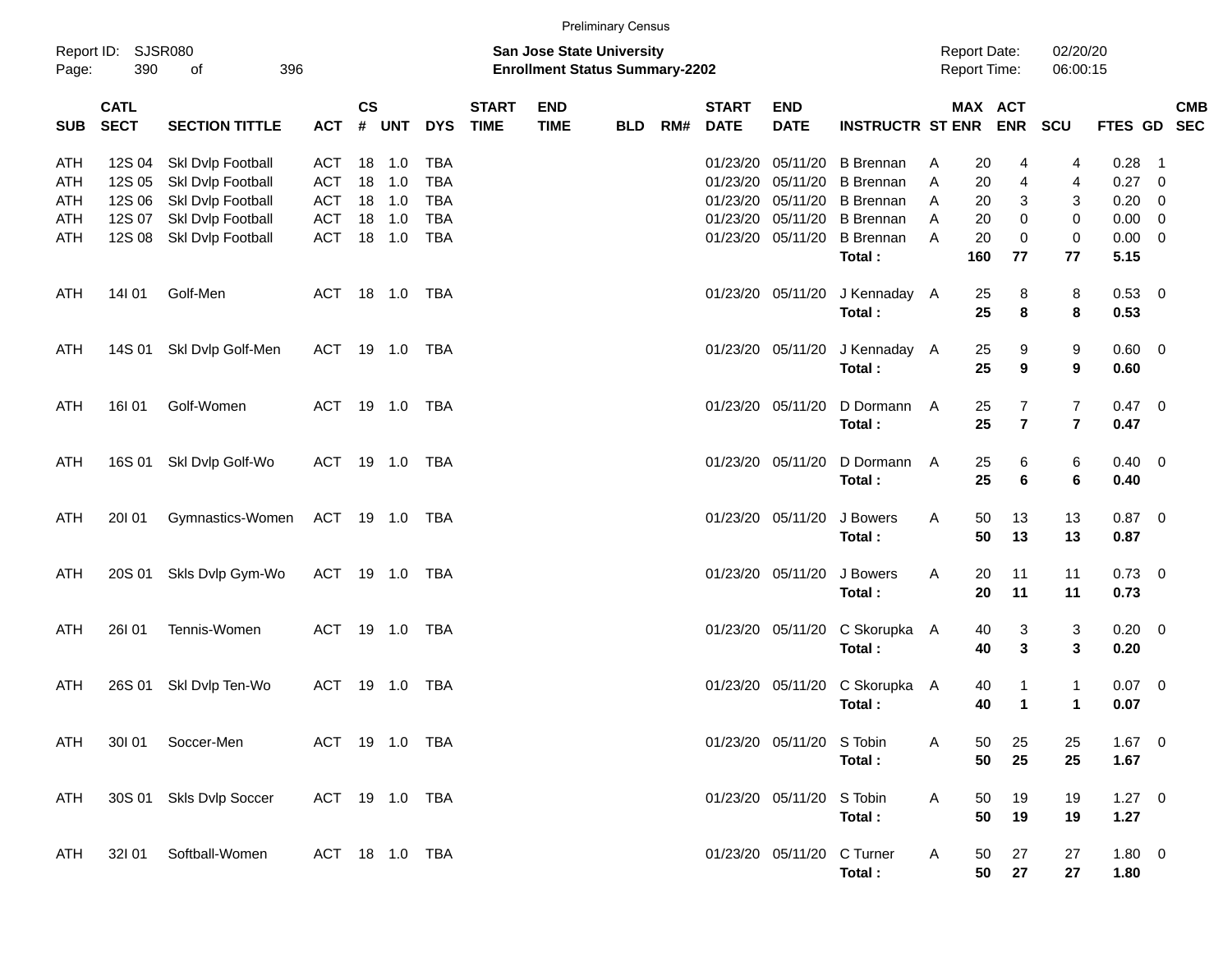Preliminary Census

Report ID: SJSR080

**San Jose State University**
**Enrollment Status Summary-2202**

Report Date: 02/20/20
Report Time: 06:00:15

| SUB | CATL SECT | SECTION TITTLE | ACT | CS # | UNT | DYS | START TIME | END TIME | BLD | RM# | START DATE | END DATE | INSTRUCTR | ST | MAX ENR | ACT ENR | SCU | FTES | GD | CMB SEC |
|---|---|---|---|---|---|---|---|---|---|---|---|---|---|---|---|---|---|---|---|---|
| ATH | 12S 04 | Skl Dvlp Football | ACT | 18 | 1.0 | TBA | | | | | 01/23/20 | 05/11/20 | B Brennan | A | 20 | 4 | 4 | 0.28 | 1 | |
| ATH | 12S 05 | Skl Dvlp Football | ACT | 18 | 1.0 | TBA | | | | | 01/23/20 | 05/11/20 | B Brennan | A | 20 | 4 | 4 | 0.27 | 0 | |
| ATH | 12S 06 | Skl Dvlp Football | ACT | 18 | 1.0 | TBA | | | | | 01/23/20 | 05/11/20 | B Brennan | A | 20 | 3 | 3 | 0.20 | 0 | |
| ATH | 12S 07 | Skl Dvlp Football | ACT | 18 | 1.0 | TBA | | | | | 01/23/20 | 05/11/20 | B Brennan | A | 20 | 0 | 0 | 0.00 | 0 | |
| ATH | 12S 08 | Skl Dvlp Football | ACT | 18 | 1.0 | TBA | | | | | 01/23/20 | 05/11/20 | B Brennan | A | 20 | 0 | 0 | 0.00 | 0 | |
| | | | | | | | | | | | | | **Total :** | | **160** | **77** | **77** | **5.15** | | |
| ATH | 14I 01 | Golf-Men | ACT | 18 | 1.0 | TBA | | | | | 01/23/20 | 05/11/20 | J Kennaday | A | 25 | 8 | 8 | 0.53 | 0 | |
| | | | | | | | | | | | | | **Total :** | | **25** | **8** | **8** | **0.53** | | |
| ATH | 14S 01 | Skl Dvlp Golf-Men | ACT | 19 | 1.0 | TBA | | | | | 01/23/20 | 05/11/20 | J Kennaday | A | 25 | 9 | 9 | 0.60 | 0 | |
| | | | | | | | | | | | | | **Total :** | | **25** | **9** | **9** | **0.60** | | |
| ATH | 16I 01 | Golf-Women | ACT | 19 | 1.0 | TBA | | | | | 01/23/20 | 05/11/20 | D Dormann | A | 25 | 7 | 7 | 0.47 | 0 | |
| | | | | | | | | | | | | | **Total :** | | **25** | **7** | **7** | **0.47** | | |
| ATH | 16S 01 | Skl Dvlp Golf-Wo | ACT | 19 | 1.0 | TBA | | | | | 01/23/20 | 05/11/20 | D Dormann | A | 25 | 6 | 6 | 0.40 | 0 | |
| | | | | | | | | | | | | | **Total :** | | **25** | **6** | **6** | **0.40** | | |
| ATH | 20I 01 | Gymnastics-Women | ACT | 19 | 1.0 | TBA | | | | | 01/23/20 | 05/11/20 | J Bowers | A | 50 | 13 | 13 | 0.87 | 0 | |
| | | | | | | | | | | | | | **Total :** | | **50** | **13** | **13** | **0.87** | | |
| ATH | 20S 01 | Skls Dvlp Gym-Wo | ACT | 19 | 1.0 | TBA | | | | | 01/23/20 | 05/11/20 | J Bowers | A | 20 | 11 | 11 | 0.73 | 0 | |
| | | | | | | | | | | | | | **Total :** | | **20** | **11** | **11** | **0.73** | | |
| ATH | 26I 01 | Tennis-Women | ACT | 19 | 1.0 | TBA | | | | | 01/23/20 | 05/11/20 | C Skorupka | A | 40 | 3 | 3 | 0.20 | 0 | |
| | | | | | | | | | | | | | **Total :** | | **40** | **3** | **3** | **0.20** | | |
| ATH | 26S 01 | Skl Dvlp Ten-Wo | ACT | 19 | 1.0 | TBA | | | | | 01/23/20 | 05/11/20 | C Skorupka | A | 40 | 1 | 1 | 0.07 | 0 | |
| | | | | | | | | | | | | | **Total :** | | **40** | **1** | **1** | **0.07** | | |
| ATH | 30I 01 | Soccer-Men | ACT | 19 | 1.0 | TBA | | | | | 01/23/20 | 05/11/20 | S Tobin | A | 50 | 25 | 25 | 1.67 | 0 | |
| | | | | | | | | | | | | | **Total :** | | **50** | **25** | **25** | **1.67** | | |
| ATH | 30S 01 | Skls Dvlp Soccer | ACT | 19 | 1.0 | TBA | | | | | 01/23/20 | 05/11/20 | S Tobin | A | 50 | 19 | 19 | 1.27 | 0 | |
| | | | | | | | | | | | | | **Total :** | | **50** | **19** | **19** | **1.27** | | |
| ATH | 32I 01 | Softball-Women | ACT | 18 | 1.0 | TBA | | | | | 01/23/20 | 05/11/20 | C Turner | A | 50 | 27 | 27 | 1.80 | 0 | |
| | | | | | | | | | | | | | **Total :** | | **50** | **27** | **27** | **1.80** | | |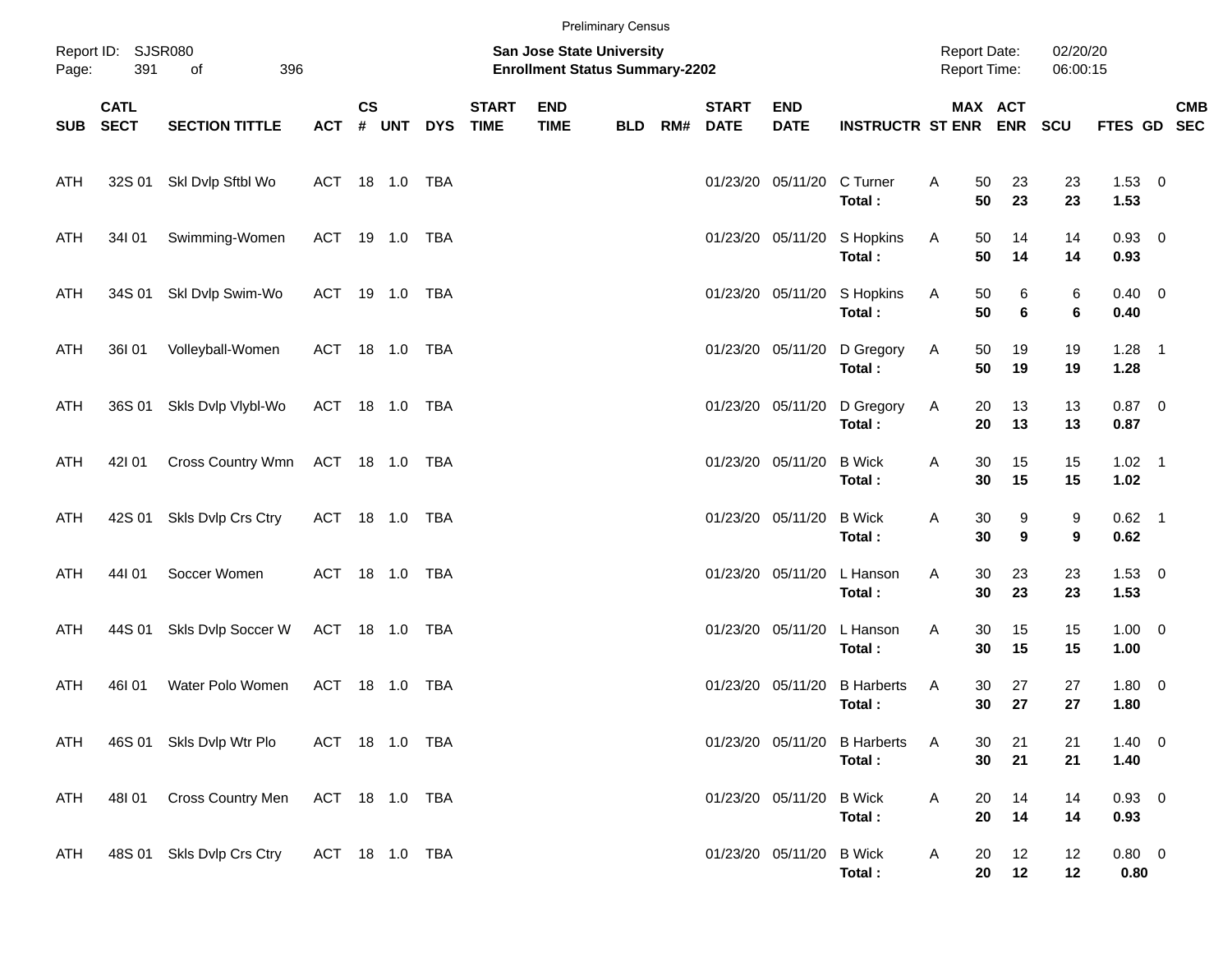Preliminary Census

Report ID: SJSR080

**San Jose State University**
**Enrollment Status Summary-2202**

Report Date: 02/20/20
Report Time: 06:00:15

| SUB | CATL SECT | SECTION TITTLE | ACT | CS # | UNT | DYS | START TIME | END TIME | BLD | RM# | START DATE | END DATE | INSTRUCTR | ST | MAX ENR | ACT ENR | SCU | FTES | GD | CMB SEC |
|---|---|---|---|---|---|---|---|---|---|---|---|---|---|---|---|---|---|---|---|---|
| ATH | 32S 01 | Skl Dvlp Sftbl Wo | ACT | 18 | 1.0 | TBA | | | | | 01/23/20 | 05/11/20 | C Turner | A | 50 | 23 | 23 | 1.53 | 0 | |
| | | | | | | | | | | | | | **Total :** | | **50** | **23** | **23** | **1.53** | | |
| ATH | 34I 01 | Swimming-Women | ACT | 19 | 1.0 | TBA | | | | | 01/23/20 | 05/11/20 | S Hopkins | A | 50 | 14 | 14 | 0.93 | 0 | |
| | | | | | | | | | | | | | **Total :** | | **50** | **14** | **14** | **0.93** | | |
| ATH | 34S 01 | Skl Dvlp Swim-Wo | ACT | 19 | 1.0 | TBA | | | | | 01/23/20 | 05/11/20 | S Hopkins | A | 50 | 6 | 6 | 0.40 | 0 | |
| | | | | | | | | | | | | | **Total :** | | **50** | **6** | **6** | **0.40** | | |
| ATH | 36I 01 | Volleyball-Women | ACT | 18 | 1.0 | TBA | | | | | 01/23/20 | 05/11/20 | D Gregory | A | 50 | 19 | 19 | 1.28 | 1 | |
| | | | | | | | | | | | | | **Total :** | | **50** | **19** | **19** | **1.28** | | |
| ATH | 36S 01 | Skls Dvlp Vlybl-Wo | ACT | 18 | 1.0 | TBA | | | | | 01/23/20 | 05/11/20 | D Gregory | A | 20 | 13 | 13 | 0.87 | 0 | |
| | | | | | | | | | | | | | **Total :** | | **20** | **13** | **13** | **0.87** | | |
| ATH | 42I 01 | Cross Country Wmn | ACT | 18 | 1.0 | TBA | | | | | 01/23/20 | 05/11/20 | B Wick | A | 30 | 15 | 15 | 1.02 | 1 | |
| | | | | | | | | | | | | | **Total :** | | **30** | **15** | **15** | **1.02** | | |
| ATH | 42S 01 | Skls Dvlp Crs Ctry | ACT | 18 | 1.0 | TBA | | | | | 01/23/20 | 05/11/20 | B Wick | A | 30 | 9 | 9 | 0.62 | 1 | |
| | | | | | | | | | | | | | **Total :** | | **30** | **9** | **9** | **0.62** | | |
| ATH | 44I 01 | Soccer Women | ACT | 18 | 1.0 | TBA | | | | | 01/23/20 | 05/11/20 | L Hanson | A | 30 | 23 | 23 | 1.53 | 0 | |
| | | | | | | | | | | | | | **Total :** | | **30** | **23** | **23** | **1.53** | | |
| ATH | 44S 01 | Skls Dvlp Soccer W | ACT | 18 | 1.0 | TBA | | | | | 01/23/20 | 05/11/20 | L Hanson | A | 30 | 15 | 15 | 1.00 | 0 | |
| | | | | | | | | | | | | | **Total :** | | **30** | **15** | **15** | **1.00** | | |
| ATH | 46I 01 | Water Polo Women | ACT | 18 | 1.0 | TBA | | | | | 01/23/20 | 05/11/20 | B Harberts | A | 30 | 27 | 27 | 1.80 | 0 | |
| | | | | | | | | | | | | | **Total :** | | **30** | **27** | **27** | **1.80** | | |
| ATH | 46S 01 | Skls Dvlp Wtr Plo | ACT | 18 | 1.0 | TBA | | | | | 01/23/20 | 05/11/20 | B Harberts | A | 30 | 21 | 21 | 1.40 | 0 | |
| | | | | | | | | | | | | | **Total :** | | **30** | **21** | **21** | **1.40** | | |
| ATH | 48I 01 | Cross Country Men | ACT | 18 | 1.0 | TBA | | | | | 01/23/20 | 05/11/20 | B Wick | A | 20 | 14 | 14 | 0.93 | 0 | |
| | | | | | | | | | | | | | **Total :** | | **20** | **14** | **14** | **0.93** | | |
| ATH | 48S 01 | Skls Dvlp Crs Ctry | ACT | 18 | 1.0 | TBA | | | | | 01/23/20 | 05/11/20 | B Wick | A | 20 | 12 | 12 | 0.80 | 0 | |
| | | | | | | | | | | | | | **Total :** | | **20** | **12** | **12** | **0.80** | | |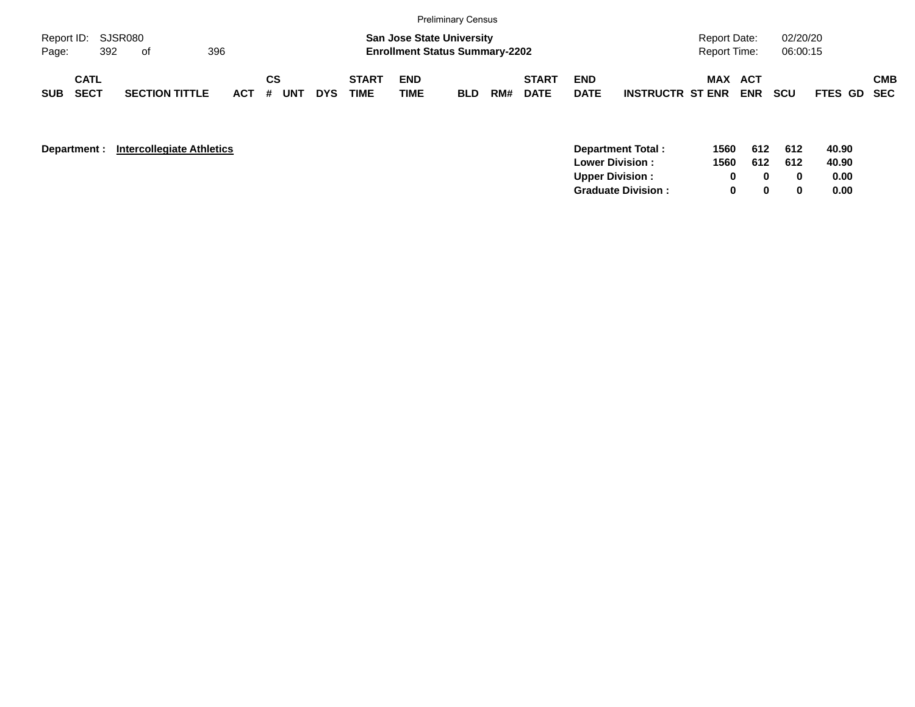Preliminary Census

Report ID: SJSR080

**San Jose State University**
**Enrollment Status Summary-2202**

Report Date: 02/20/20
Report Time: 06:00:15

| SUB | CATL SECT | SECTION TITTLE | ACT | CS # | UNT | DYS | START TIME | END TIME | BLD | RM# | START DATE | END DATE | INSTRUCTR | ST | MAX ENR | ACT ENR | SCU | FTES | GD | CMB SEC |
|---|---|---|---|---|---|---|---|---|---|---|---|---|---|---|---|---|---|---|---|---|

**Department :** **Intercollegiate Athletics**

| | MAX ENR | ACT ENR | SCU | FTES |
|---|---|---|---|---|
| **Department Total :** | **1560** | **612** | **612** | **40.90** |
| **Lower Division :** | **1560** | **612** | **612** | **40.90** |
| **Upper Division :** | **0** | **0** | **0** | **0.00** |
| **Graduate Division :** | **0** | **0** | **0** | **0.00** |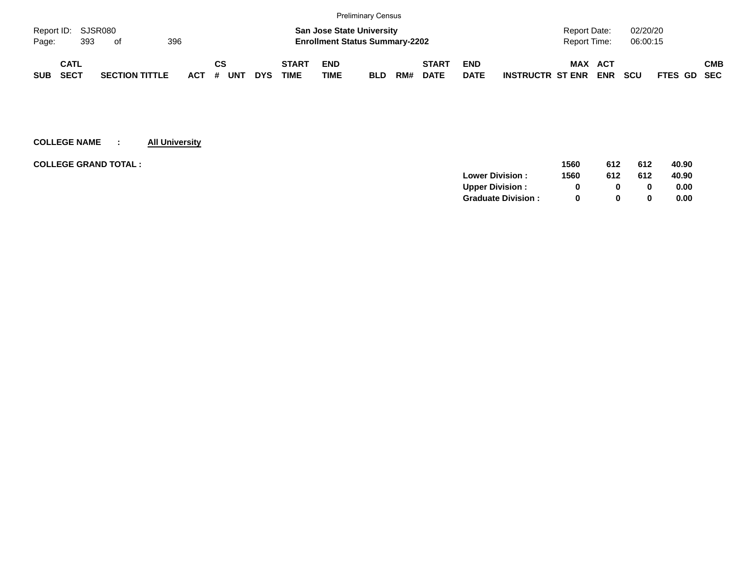Preliminary Census

Report ID: SJSR080

**San Jose State University**
**Enrollment Status Summary-2202**

Report Date: 02/20/20
Report Time: 06:00:15

| SUB | CATL SECT | SECTION TITTLE | ACT | CS # | UNT | DYS | START TIME | END TIME | BLD | RM# | START DATE | END DATE | INSTRUCTR | MAX ST ENR | ACT ENR | SCU | FTES | GD | CMB SEC |
|---|---|---|---|---|---|---|---|---|---|---|---|---|---|---|---|---|---|---|---|

**COLLEGE NAME : <u>All University</u>**

**COLLEGE GRAND TOTAL :**

| | MAX ST ENR | ACT ENR | SCU | FTES |
|---|---|---|---|---|
| | **1560** | **612** | **612** | **40.90** |
| **Lower Division :** | **1560** | **612** | **612** | **40.90** |
| **Upper Division :** | **0** | **0** | **0** | **0.00** |
| **Graduate Division :** | **0** | **0** | **0** | **0.00** |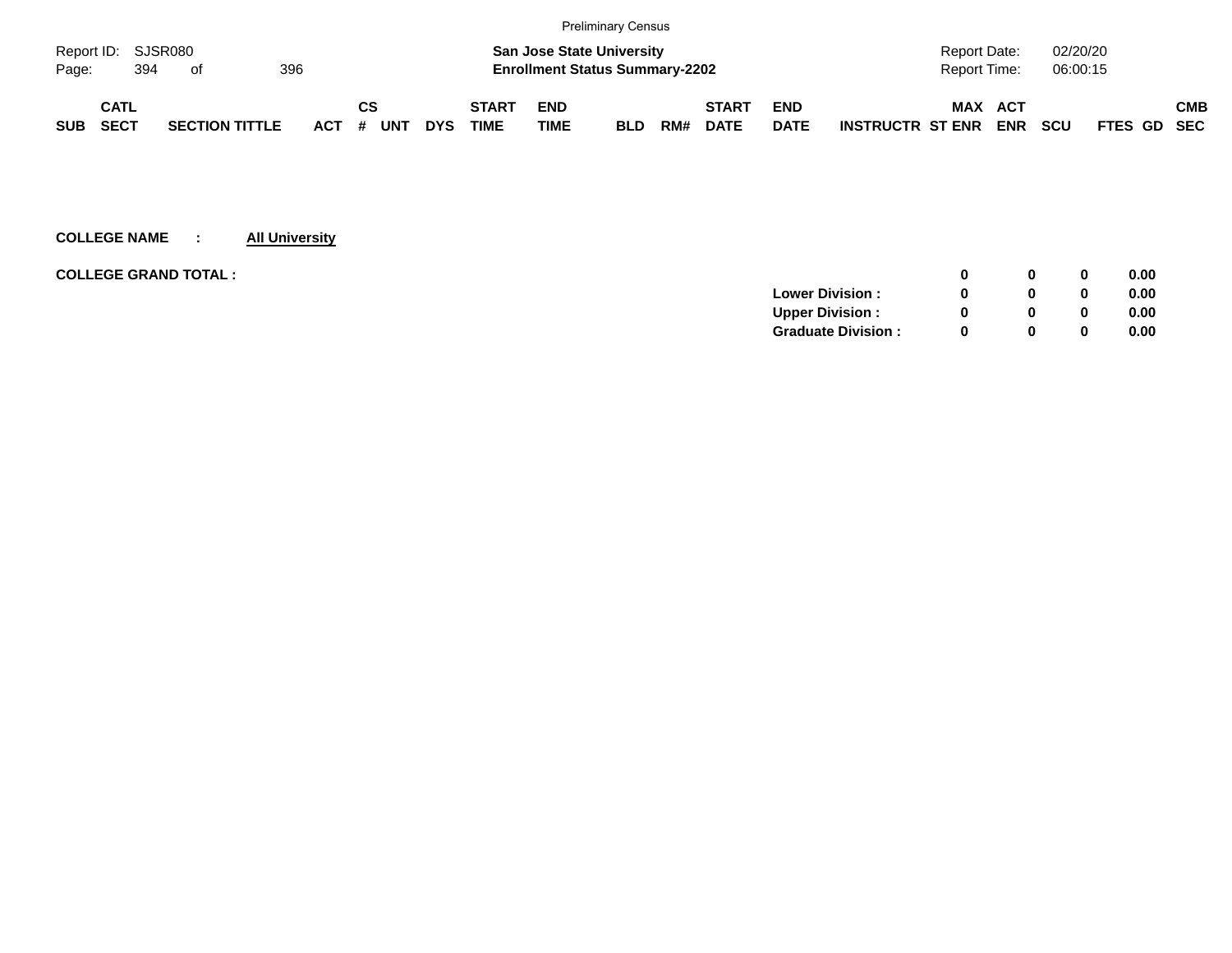Preliminary Census

| SUB | CATL SECT | SECTION TITTLE | ACT | CS # | UNT | DYS | START TIME | END TIME | BLD | RM# | START DATE | END DATE | INSTRUCTR | MAX ST ENR | ACT ENR | SCU | FTES | GD | CMB SEC |
|---|---|---|---|---|---|---|---|---|---|---|---|---|---|---|---|---|---|---|---|

**COLLEGE NAME : All University**

| | | MAX ST ENR | ACT ENR | SCU | FTES |
|---|---|---|---|---|---|
| **COLLEGE GRAND TOTAL :** | | **0** | **0** | **0** | **0.00** |
| | **Lower Division :** | **0** | **0** | **0** | **0.00** |
| | **Upper Division :** | **0** | **0** | **0** | **0.00** |
| | **Graduate Division :** | **0** | **0** | **0** | **0.00** |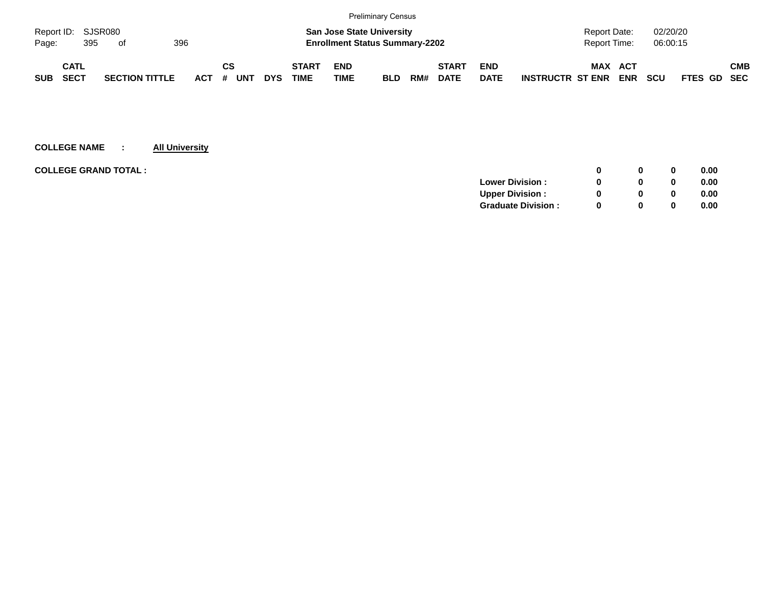Preliminary Census

Report ID: SJSR080

**San Jose State University**
**Enrollment Status Summary-2202**

Report Date: 02/20/20
Report Time: 06:00:15

| SUB | CATL SECT | SECTION TITTLE | ACT | CS # | UNT | DYS | START TIME | END TIME | BLD | RM# | START DATE | END DATE | INSTRUCTR | MAX ST ENR | ACT ENR | SCU | FTES | GD | CMB SEC |
|---|---|---|---|---|---|---|---|---|---|---|---|---|---|---|---|---|---|---|---|

**COLLEGE NAME : All University**

| | | MAX ST ENR | ACT ENR | SCU | FTES |
|---|---|---|---|---|---|
| **COLLEGE GRAND TOTAL :** | | **0** | **0** | **0** | **0.00** |
| | **Lower Division :** | **0** | **0** | **0** | **0.00** |
| | **Upper Division :** | **0** | **0** | **0** | **0.00** |
| | **Graduate Division :** | **0** | **0** | **0** | **0.00** |